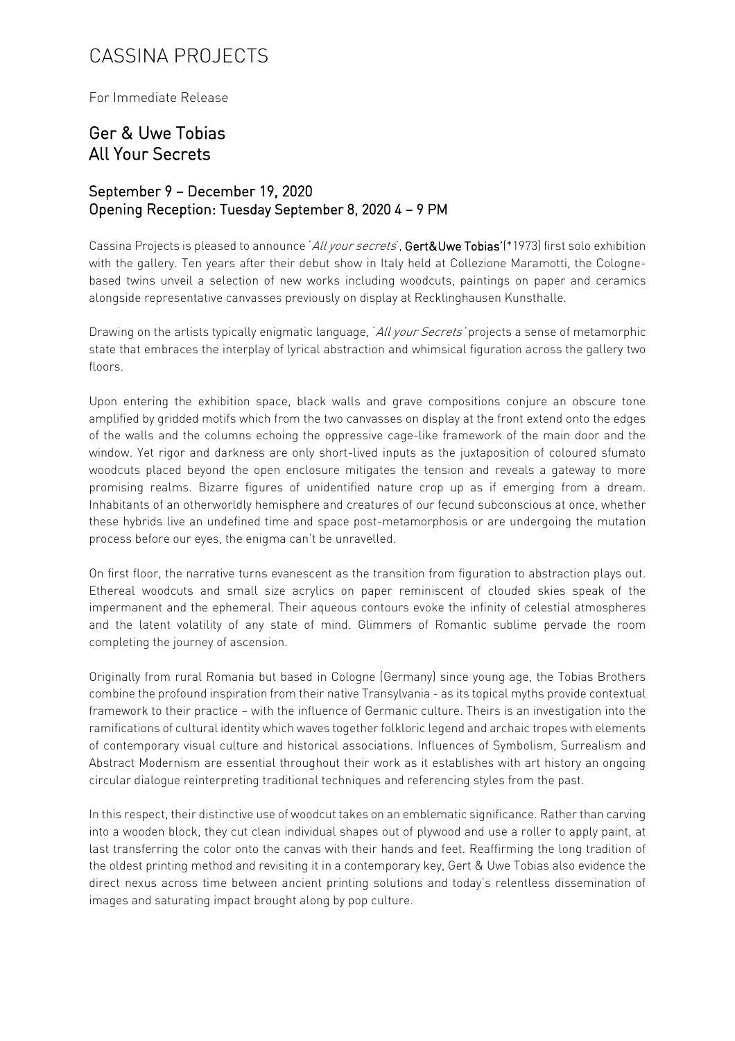# CASSINA PROJECTS

For Immediate Release

## Ger & Uwe Tobias
## All Your Secrets

### September 9 – December 19, 2020
### Opening Reception: Tuesday September 8, 2020 4 – 9 PM

Cassina Projects is pleased to announce '*All your secrets*', **Gert&Uwe Tobias'**(*1973) first solo exhibition with the gallery. Ten years after their debut show in Italy held at Collezione Maramotti, the Cologne-based twins unveil a selection of new works including woodcuts, paintings on paper and ceramics alongside representative canvasses previously on display at Recklinghausen Kunsthalle.

Drawing on the artists typically enigmatic language, '*All your Secrets*' projects a sense of metamorphic state that embraces the interplay of lyrical abstraction and whimsical figuration across the gallery two floors.

Upon entering the exhibition space, black walls and grave compositions conjure an obscure tone amplified by gridded motifs which from the two canvasses on display at the front extend onto the edges of the walls and the columns echoing the oppressive cage-like framework of the main door and the window. Yet rigor and darkness are only short-lived inputs as the juxtaposition of coloured sfumato woodcuts placed beyond the open enclosure mitigates the tension and reveals a gateway to more promising realms. Bizarre figures of unidentified nature crop up as if emerging from a dream. Inhabitants of an otherworldly hemisphere and creatures of our fecund subconscious at once, whether these hybrids live an undefined time and space post-metamorphosis or are undergoing the mutation process before our eyes, the enigma can't be unravelled.

On first floor, the narrative turns evanescent as the transition from figuration to abstraction plays out. Ethereal woodcuts and small size acrylics on paper reminiscent of clouded skies speak of the impermanent and the ephemeral. Their aqueous contours evoke the infinity of celestial atmospheres and the latent volatility of any state of mind. Glimmers of Romantic sublime pervade the room completing the journey of ascension.

Originally from rural Romania but based in Cologne (Germany) since young age, the Tobias Brothers combine the profound inspiration from their native Transylvania - as its topical myths provide contextual framework to their practice – with the influence of Germanic culture. Theirs is an investigation into the ramifications of cultural identity which waves together folkloric legend and archaic tropes with elements of contemporary visual culture and historical associations. Influences of Symbolism, Surrealism and Abstract Modernism are essential throughout their work as it establishes with art history an ongoing circular dialogue reinterpreting traditional techniques and referencing styles from the past.

In this respect, their distinctive use of woodcut takes on an emblematic significance. Rather than carving into a wooden block, they cut clean individual shapes out of plywood and use a roller to apply paint, at last transferring the color onto the canvas with their hands and feet. Reaffirming the long tradition of the oldest printing method and revisiting it in a contemporary key, Gert & Uwe Tobias also evidence the direct nexus across time between ancient printing solutions and today's relentless dissemination of images and saturating impact brought along by pop culture.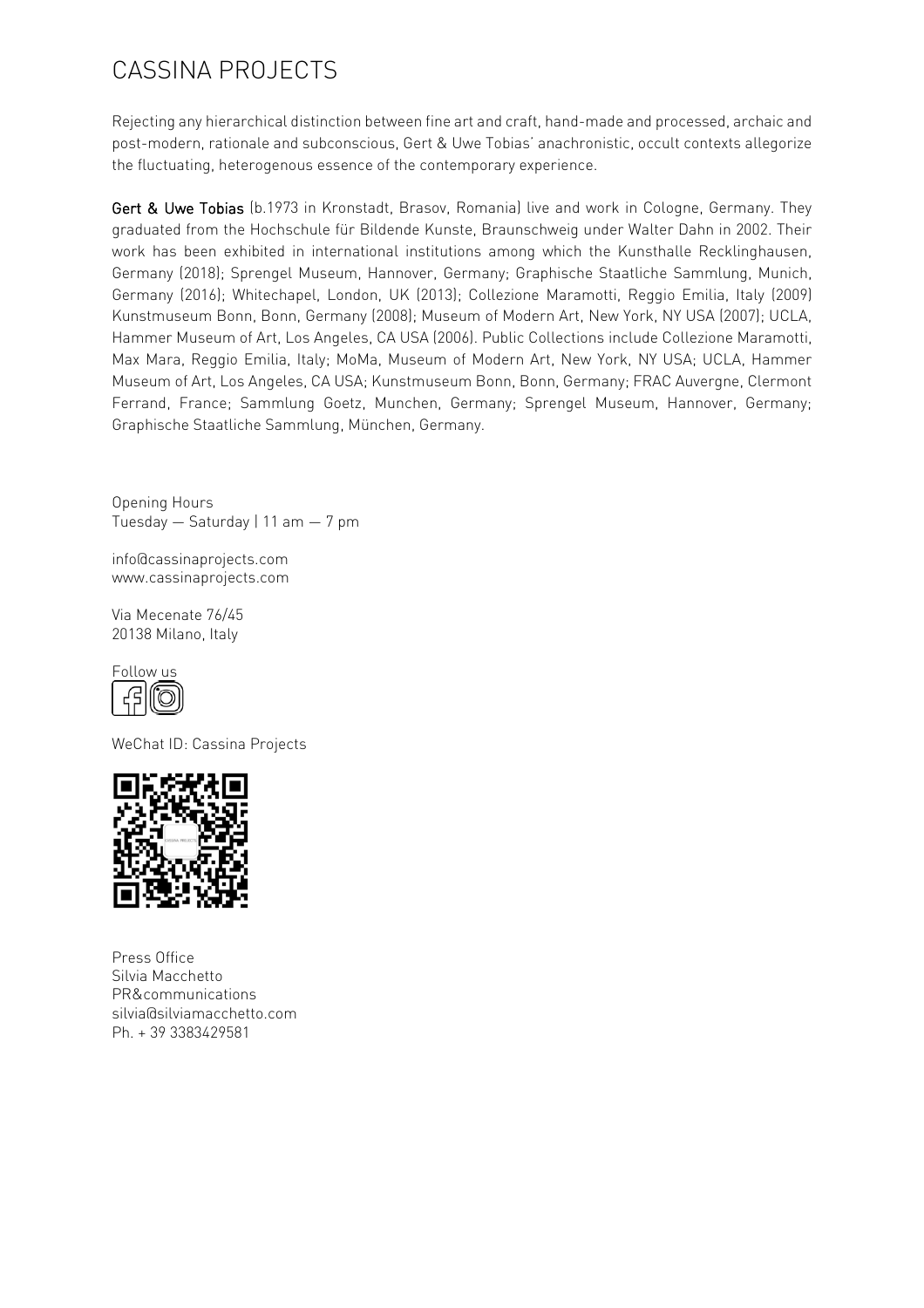# CASSINA PROJECTS

Rejecting any hierarchical distinction between fine art and craft, hand-made and processed, archaic and post-modern, rationale and subconscious, Gert & Uwe Tobias' anachronistic, occult contexts allegorize the fluctuating, heterogenous essence of the contemporary experience.

**Gert & Uwe Tobias** (b.1973 in Kronstadt, Brasov, Romania) live and work in Cologne, Germany. They graduated from the Hochschule für Bildende Kunste, Braunschweig under Walter Dahn in 2002. Their work has been exhibited in international institutions among which the Kunsthalle Recklinghausen, Germany (2018); Sprengel Museum, Hannover, Germany; Graphische Staatliche Sammlung, Munich, Germany (2016); Whitechapel, London, UK (2013); Collezione Maramotti, Reggio Emilia, Italy (2009) Kunstmuseum Bonn, Bonn, Germany (2008); Museum of Modern Art, New York, NY USA (2007); UCLA, Hammer Museum of Art, Los Angeles, CA USA (2006). Public Collections include Collezione Maramotti, Max Mara, Reggio Emilia, Italy; MoMa, Museum of Modern Art, New York, NY USA; UCLA, Hammer Museum of Art, Los Angeles, CA USA; Kunstmuseum Bonn, Bonn, Germany; FRAC Auvergne, Clermont Ferrand, France; Sammlung Goetz, Munchen, Germany; Sprengel Museum, Hannover, Germany; Graphische Staatliche Sammlung, München, Germany.

Opening Hours
Tuesday — Saturday | 11 am — 7 pm

info@cassinaprojects.com
www.cassinaprojects.com

Via Mecenate 76/45
20138 Milano, Italy

Follow us

WeChat ID: Cassina Projects

Press Office
Silvia Macchetto
PR&communications
silvia@silviamacchetto.com
Ph. + 39 3383429581